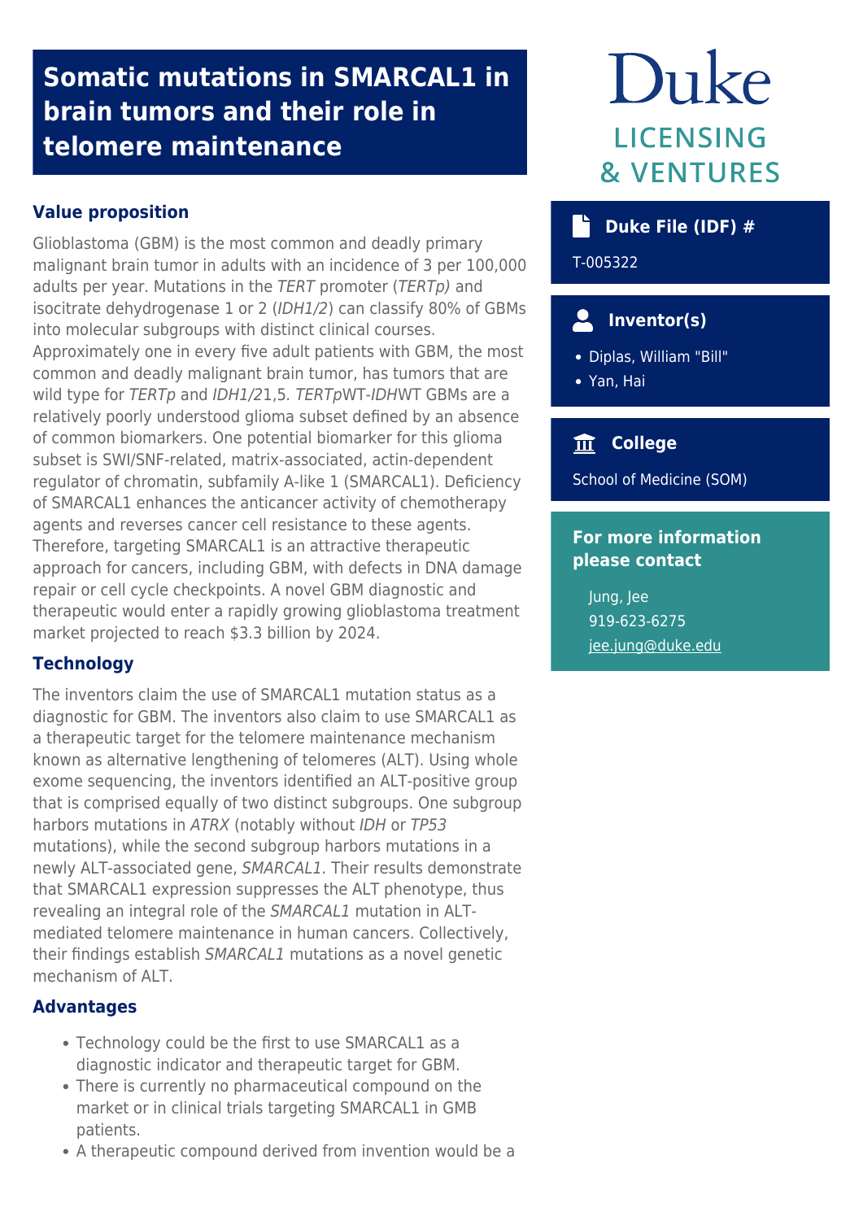# Somatic mutations in SMARCAL1 in brain tumors and their role in telomere maintenance

Duke
LICENSING
& VENTURES

## Value proposition

Glioblastoma (GBM) is the most common and deadly primary malignant brain tumor in adults with an incidence of 3 per 100,000 adults per year. Mutations in the *TERT* promoter (*TERTp)* and isocitrate dehydrogenase 1 or 2 (*IDH1/2*) can classify 80% of GBMs into molecular subgroups with distinct clinical courses. Approximately one in every five adult patients with GBM, the most common and deadly malignant brain tumor, has tumors that are wild type for *TERTp* and *IDH1/2*1,5. *TERTp*WT-*IDH*WT GBMs are a relatively poorly understood glioma subset defined by an absence of common biomarkers. One potential biomarker for this glioma subset is SWI/SNF-related, matrix-associated, actin-dependent regulator of chromatin, subfamily A-like 1 (SMARCAL1). Deficiency of SMARCAL1 enhances the anticancer activity of chemotherapy agents and reverses cancer cell resistance to these agents. Therefore, targeting SMARCAL1 is an attractive therapeutic approach for cancers, including GBM, with defects in DNA damage repair or cell cycle checkpoints. A novel GBM diagnostic and therapeutic would enter a rapidly growing glioblastoma treatment market projected to reach $3.3 billion by 2024.

## Technology

The inventors claim the use of SMARCAL1 mutation status as a diagnostic for GBM. The inventors also claim to use SMARCAL1 as a therapeutic target for the telomere maintenance mechanism known as alternative lengthening of telomeres (ALT). Using whole exome sequencing, the inventors identified an ALT-positive group that is comprised equally of two distinct subgroups. One subgroup harbors mutations in *ATRX* (notably without *IDH* or *TP53* mutations), while the second subgroup harbors mutations in a newly ALT-associated gene, *SMARCAL1*. Their results demonstrate that SMARCAL1 expression suppresses the ALT phenotype, thus revealing an integral role of the *SMARCAL1* mutation in ALT-mediated telomere maintenance in human cancers. Collectively, their findings establish *SMARCAL1* mutations as a novel genetic mechanism of ALT.

## Advantages

- Technology could be the first to use SMARCAL1 as a diagnostic indicator and therapeutic target for GBM.
- There is currently no pharmaceutical compound on the market or in clinical trials targeting SMARCAL1 in GMB patients.
- A therapeutic compound derived from invention would be a

### Duke File (IDF) #

T-005322

### Inventor(s)

- Diplas, William "Bill"
- Yan, Hai

### College

School of Medicine (SOM)

### For more information please contact

Jung, Jee
919-623-6275
jee.jung@duke.edu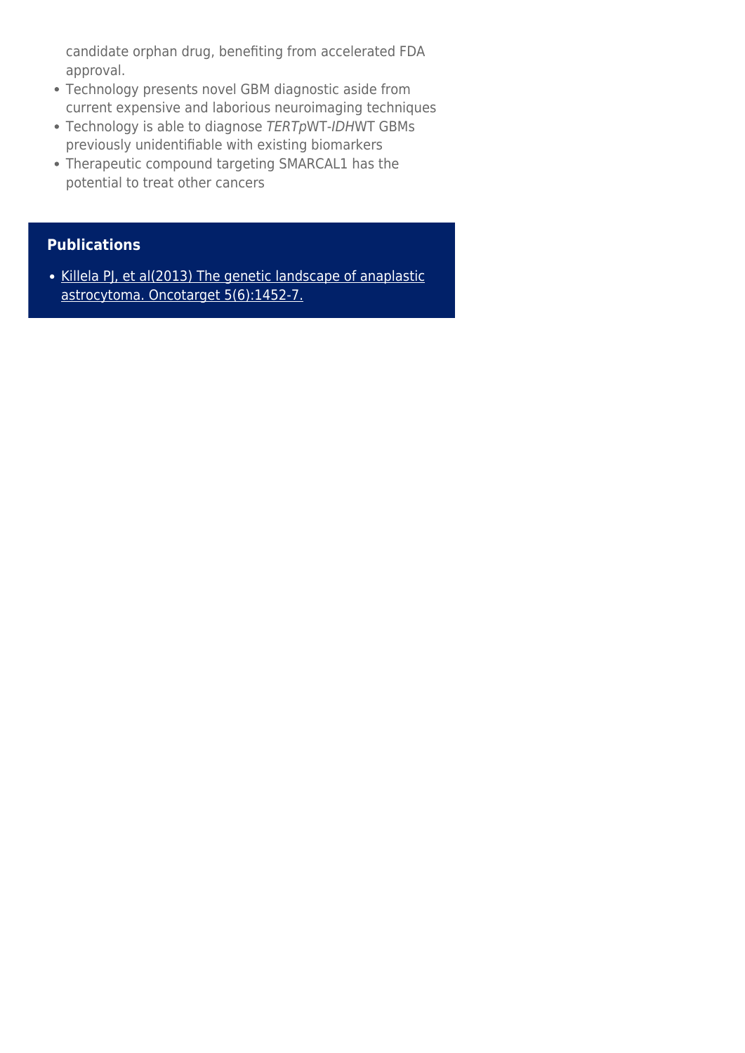candidate orphan drug, benefiting from accelerated FDA approval.

- Technology presents novel GBM diagnostic aside from current expensive and laborious neuroimaging techniques
- Technology is able to diagnose *TERTp*WT-*IDH*WT GBMs previously unidentifiable with existing biomarkers
- Therapeutic compound targeting SMARCAL1 has the potential to treat other cancers

## Publications

- Killela PJ, et al(2013) The genetic landscape of anaplastic astrocytoma. Oncotarget 5(6):1452-7.